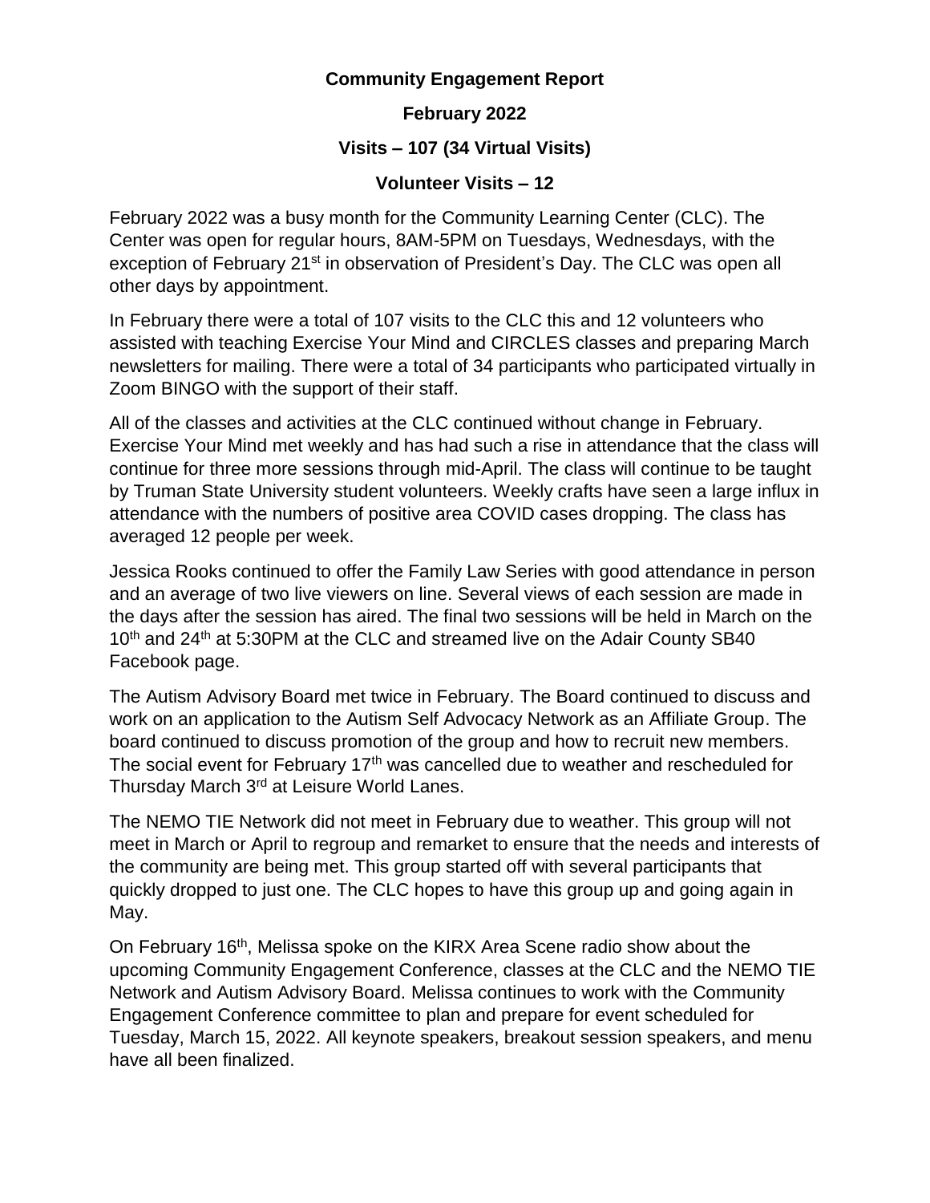# Community Engagement Report

## February 2022

## Visits – 107 (34 Virtual Visits)

## Volunteer Visits – 12

February 2022 was a busy month for the Community Learning Center (CLC). The Center was open for regular hours, 8AM-5PM on Tuesdays, Wednesdays, with the exception of February 21st in observation of President's Day. The CLC was open all other days by appointment.

In February there were a total of 107 visits to the CLC this and 12 volunteers who assisted with teaching Exercise Your Mind and CIRCLES classes and preparing March newsletters for mailing. There were a total of 34 participants who participated virtually in Zoom BINGO with the support of their staff.

All of the classes and activities at the CLC continued without change in February. Exercise Your Mind met weekly and has had such a rise in attendance that the class will continue for three more sessions through mid-April. The class will continue to be taught by Truman State University student volunteers. Weekly crafts have seen a large influx in attendance with the numbers of positive area COVID cases dropping. The class has averaged 12 people per week.

Jessica Rooks continued to offer the Family Law Series with good attendance in person and an average of two live viewers on line. Several views of each session are made in the days after the session has aired. The final two sessions will be held in March on the 10th and 24th at 5:30PM at the CLC and streamed live on the Adair County SB40 Facebook page.

The Autism Advisory Board met twice in February. The Board continued to discuss and work on an application to the Autism Self Advocacy Network as an Affiliate Group. The board continued to discuss promotion of the group and how to recruit new members. The social event for February 17th was cancelled due to weather and rescheduled for Thursday March 3rd at Leisure World Lanes.

The NEMO TIE Network did not meet in February due to weather. This group will not meet in March or April to regroup and remarket to ensure that the needs and interests of the community are being met. This group started off with several participants that quickly dropped to just one. The CLC hopes to have this group up and going again in May.

On February 16th, Melissa spoke on the KIRX Area Scene radio show about the upcoming Community Engagement Conference, classes at the CLC and the NEMO TIE Network and Autism Advisory Board. Melissa continues to work with the Community Engagement Conference committee to plan and prepare for event scheduled for Tuesday, March 15, 2022. All keynote speakers, breakout session speakers, and menu have all been finalized.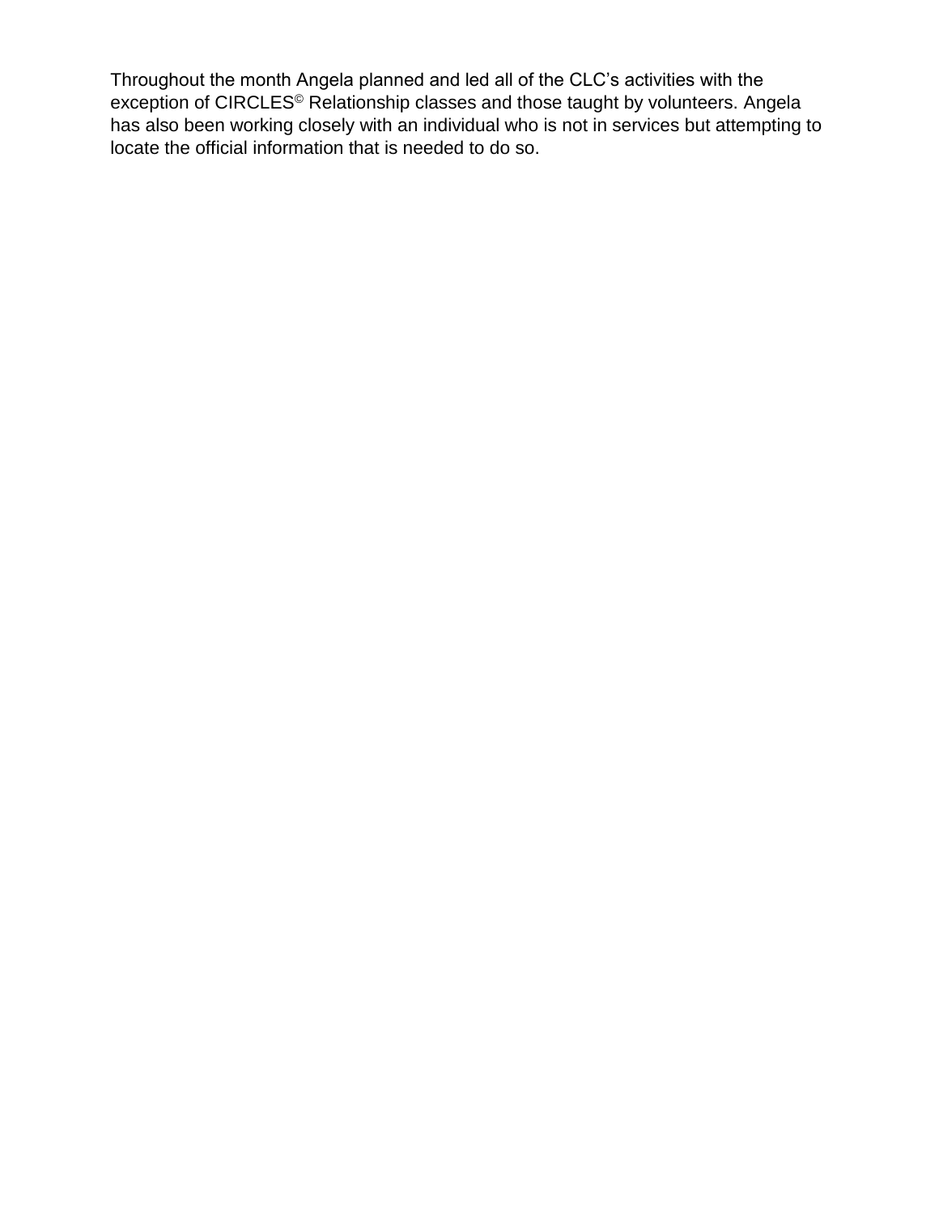Throughout the month Angela planned and led all of the CLC's activities with the exception of CIRCLES© Relationship classes and those taught by volunteers. Angela has also been working closely with an individual who is not in services but attempting to locate the official information that is needed to do so.